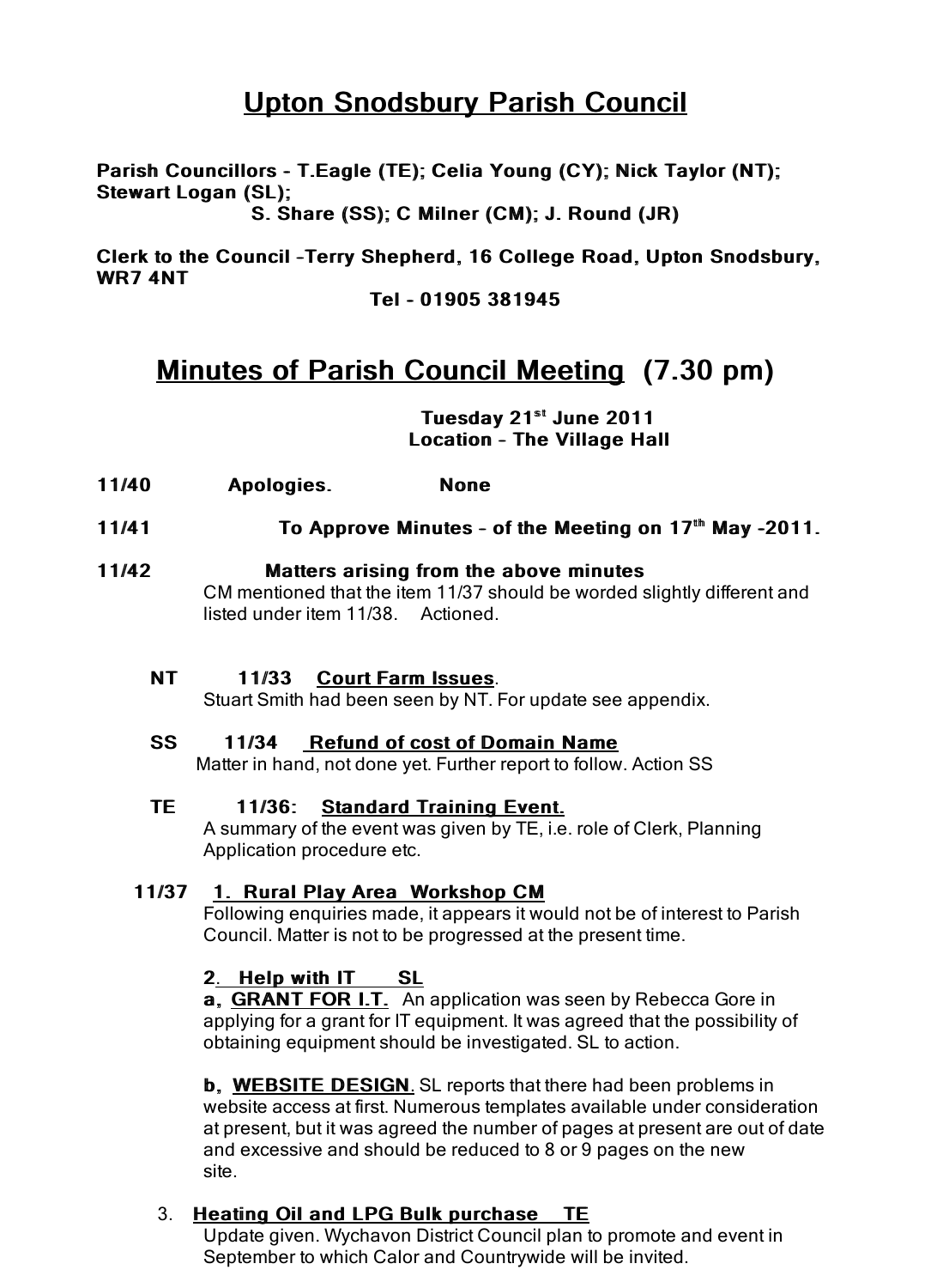# Upton Snodsbury Parish Council

**Parish Councillors - T.Eagle (TE); Celia Young (CY); Nick Taylor (NT); Stewart Logan (SL);**
**S. Share (SS); C Milner (CM); J. Round (JR)**

**Clerk to the Council –Terry Shepherd, 16 College Road, Upton Snodsbury, WR7 4NT**
**Tel - 01905 381945**

## Minutes of Parish Council Meeting (7.30 pm)

**Tuesday 21st June 2011**
**Location – The Village Hall**

**11/40 Apologies. None**

**11/41 To Approve Minutes – of the Meeting on 17th May -2011.**

**11/42 Matters arising from the above minutes**

CM mentioned that the item 11/37 should be worded slightly different and listed under item 11/38. Actioned.

**NT 11/33 Court Farm Issues**.

Stuart Smith had been seen by NT. For update see appendix.

**SS 11/34 Refund of cost of Domain Name**

Matter in hand, not done yet. Further report to follow. Action SS

**TE 11/36: Standard Training Event.**

A summary of the event was given by TE, i.e. role of Clerk, Planning Application procedure etc.

**11/37 1. Rural Play Area Workshop CM**

Following enquiries made, it appears it would not be of interest to Parish Council. Matter is not to be progressed at the present time.

**2. Help with IT SL**

**a, GRANT FOR I.T.** An application was seen by Rebecca Gore in applying for a grant for IT equipment. It was agreed that the possibility of obtaining equipment should be investigated. SL to action.

**b, WEBSITE DESIGN**. SL reports that there had been problems in website access at first. Numerous templates available under consideration at present, but it was agreed the number of pages at present are out of date and excessive and should be reduced to 8 or 9 pages on the new site.

**3. Heating Oil and LPG Bulk purchase TE**

Update given. Wychavon District Council plan to promote and event in September to which Calor and Countrywide will be invited.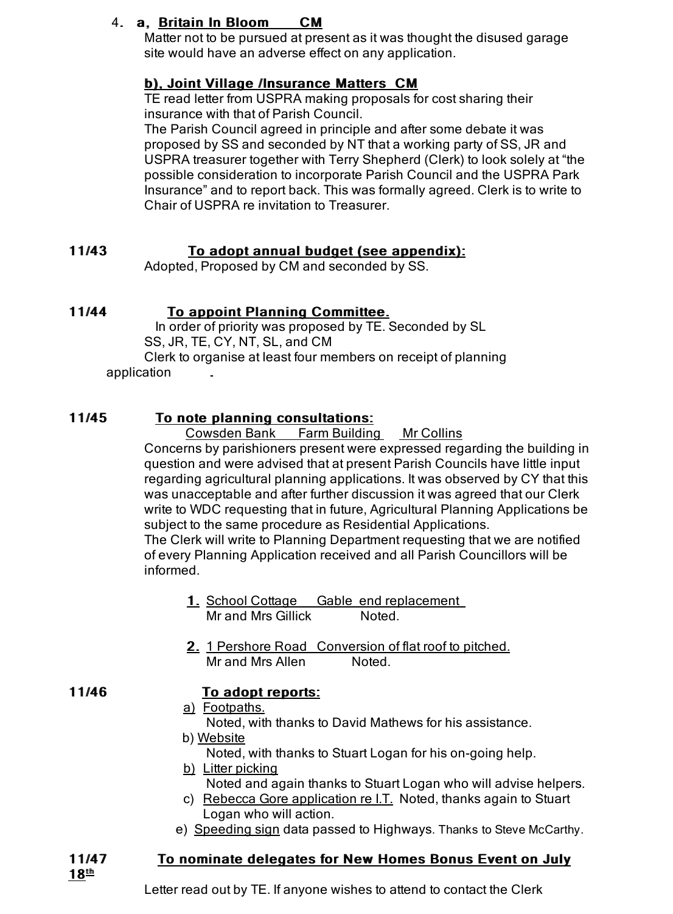4. **a, Britain In Bloom CM**

Matter not to be pursued at present as it was thought the disused garage site would have an adverse effect on any application.

**b), Joint Village /Insurance Matters CM**

TE read letter from USPRA making proposals for cost sharing their insurance with that of Parish Council.

The Parish Council agreed in principle and after some debate it was proposed by SS and seconded by NT that a working party of SS, JR and USPRA treasurer together with Terry Shepherd (Clerk) to look solely at "the possible consideration to incorporate Parish Council and the USPRA Park Insurance" and to report back. This was formally agreed. Clerk is to write to Chair of USPRA re invitation to Treasurer.

**11/43 To adopt annual budget (see appendix):**

Adopted, Proposed by CM and seconded by SS.

**11/44 To appoint Planning Committee.**

In order of priority was proposed by TE. Seconded by SL

SS, JR, TE, CY, NT, SL, and CM

Clerk to organise at least four members on receipt of planning application

**11/45 To note planning consultations:**

Cowsden Bank Farm Building Mr Collins

Concerns by parishioners present were expressed regarding the building in question and were advised that at present Parish Councils have little input regarding agricultural planning applications. It was observed by CY that this was unacceptable and after further discussion it was agreed that our Clerk write to WDC requesting that in future, Agricultural Planning Applications be subject to the same procedure as Residential Applications.

The Clerk will write to Planning Department requesting that we are notified of every Planning Application received and all Parish Councillors will be informed.

1. School Cottage Gable end replacement
   Mr and Mrs Gillick Noted.

2. 1 Pershore Road Conversion of flat roof to pitched.
   Mr and Mrs Allen Noted.

**11/46 To adopt reports:**

a) Footpaths.
   Noted, with thanks to David Mathews for his assistance.

b) Website
   Noted, with thanks to Stuart Logan for his on-going help.

b) Litter picking
   Noted and again thanks to Stuart Logan who will advise helpers.

c) Rebecca Gore application re I.T. Noted, thanks again to Stuart Logan who will action.

e) Speeding sign data passed to Highways. Thanks to Steve McCarthy.

**11/47 To nominate delegates for New Homes Bonus Event on July 18th**

Letter read out by TE. If anyone wishes to attend to contact the Clerk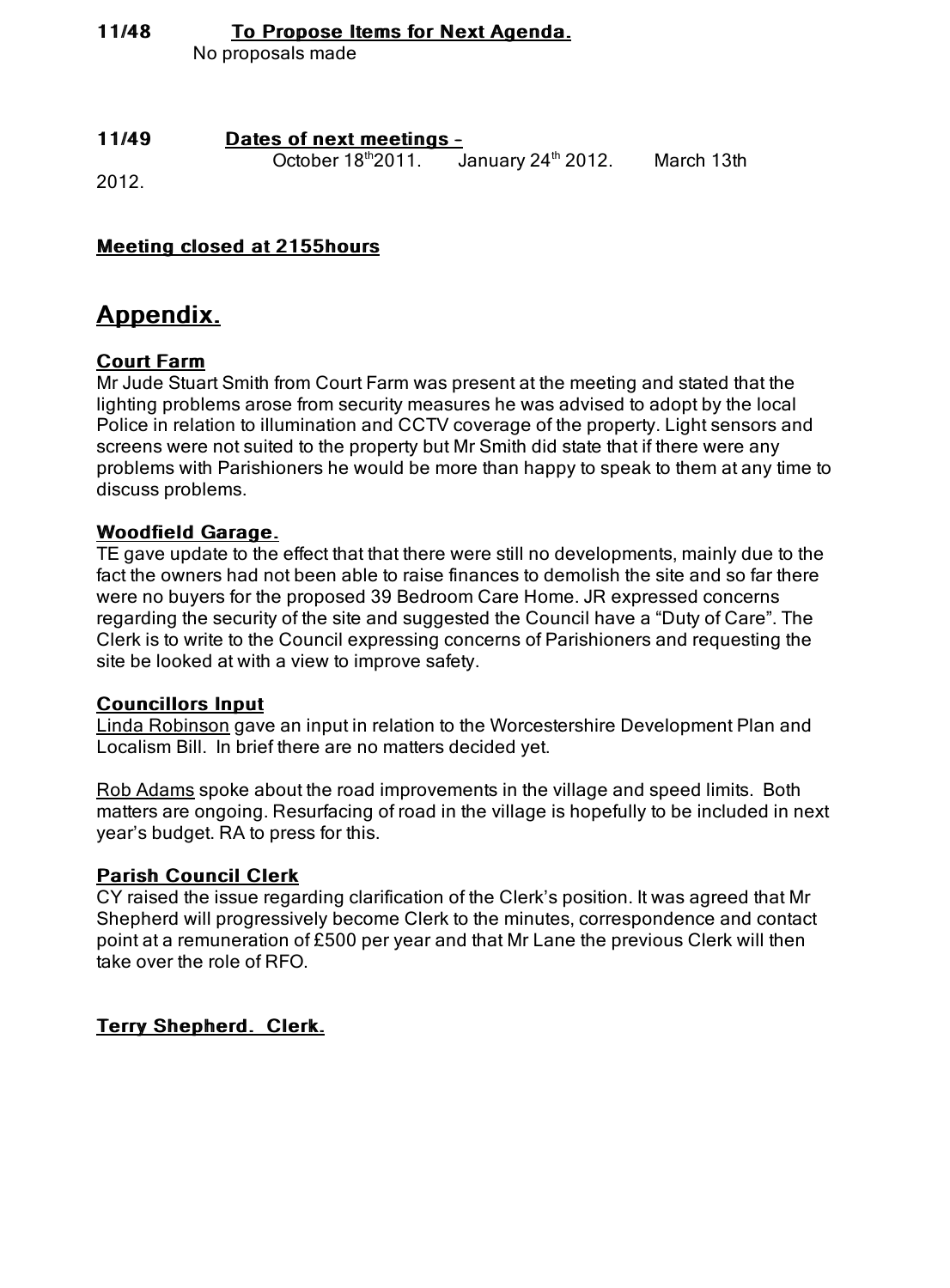**11/48 To Propose Items for Next Agenda.**

No proposals made

**11/49 Dates of next meetings -**

October 18th 2011. January 24th 2012. March 13th 2012.

**Meeting closed at 2155hours**

# Appendix.

**Court Farm**

Mr Jude Stuart Smith from Court Farm was present at the meeting and stated that the lighting problems arose from security measures he was advised to adopt by the local Police in relation to illumination and CCTV coverage of the property. Light sensors and screens were not suited to the property but Mr Smith did state that if there were any problems with Parishioners he would be more than happy to speak to them at any time to discuss problems.

**Woodfield Garage.**

TE gave update to the effect that that there were still no developments, mainly due to the fact the owners had not been able to raise finances to demolish the site and so far there were no buyers for the proposed 39 Bedroom Care Home. JR expressed concerns regarding the security of the site and suggested the Council have a "Duty of Care". The Clerk is to write to the Council expressing concerns of Parishioners and requesting the site be looked at with a view to improve safety.

**Councillors Input**

Linda Robinson gave an input in relation to the Worcestershire Development Plan and Localism Bill. In brief there are no matters decided yet.

Rob Adams spoke about the road improvements in the village and speed limits. Both matters are ongoing. Resurfacing of road in the village is hopefully to be included in next year's budget. RA to press for this.

**Parish Council Clerk**

CY raised the issue regarding clarification of the Clerk's position. It was agreed that Mr Shepherd will progressively become Clerk to the minutes, correspondence and contact point at a remuneration of £500 per year and that Mr Lane the previous Clerk will then take over the role of RFO.

**Terry Shepherd. Clerk.**